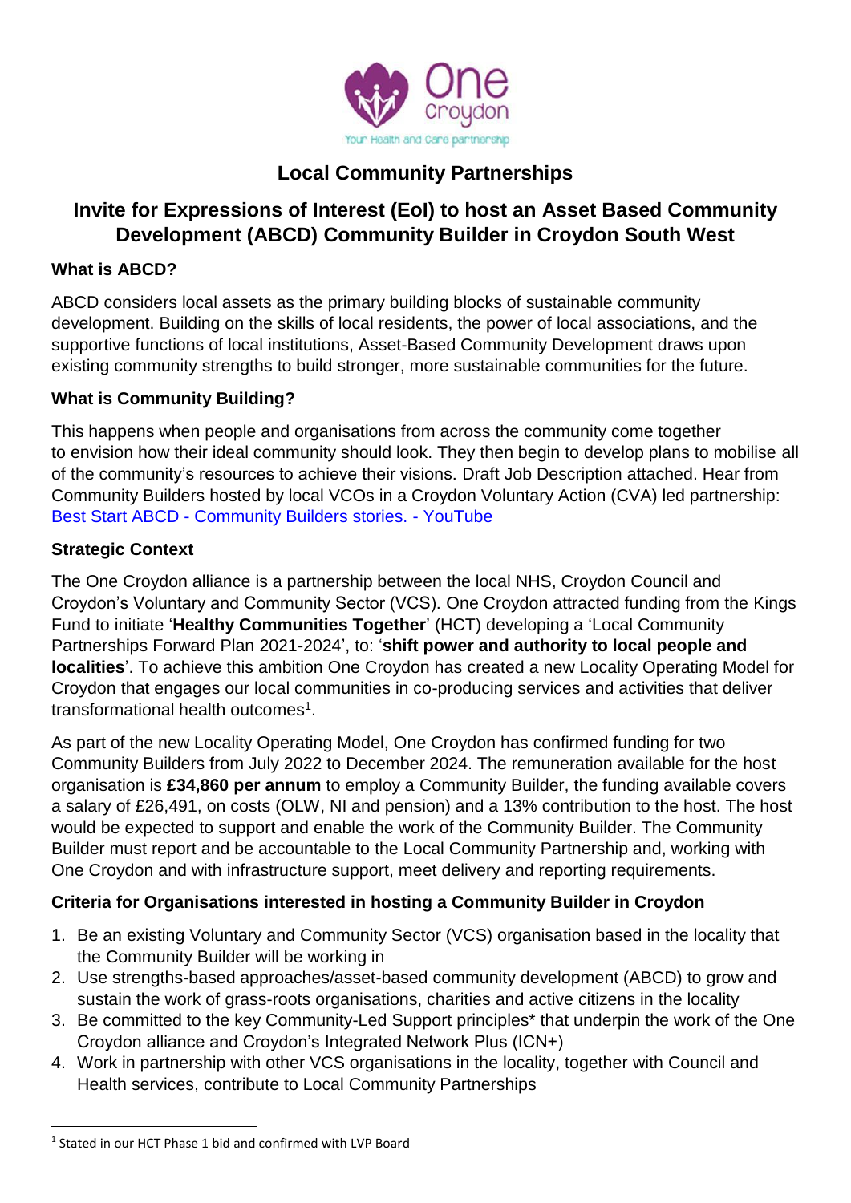One Croydon
Your Health and Care partnership

# Local Community Partnerships

## Invite for Expressions of Interest (EoI) to host an Asset Based Community Development (ABCD) Community Builder in Croydon South West

### What is ABCD?

ABCD considers local assets as the primary building blocks of sustainable community development. Building on the skills of local residents, the power of local associations, and the supportive functions of local institutions, Asset-Based Community Development draws upon existing community strengths to build stronger, more sustainable communities for the future.

### What is Community Building?

This happens when people and organisations from across the community come together to envision how their ideal community should look. They then begin to develop plans to mobilise all of the community's resources to achieve their visions. Draft Job Description attached. Hear from Community Builders hosted by local VCOs in a Croydon Voluntary Action (CVA) led partnership: [Best Start ABCD - Community Builders stories. - YouTube]

### Strategic Context

The One Croydon alliance is a partnership between the local NHS, Croydon Council and Croydon's Voluntary and Community Sector (VCS). One Croydon attracted funding from the Kings Fund to initiate '**Healthy Communities Together**' (HCT) developing a 'Local Community Partnerships Forward Plan 2021-2024', to: '**shift power and authority to local people and localities**'. To achieve this ambition One Croydon has created a new Locality Operating Model for Croydon that engages our local communities in co-producing services and activities that deliver transformational health outcomes[1].

As part of the new Locality Operating Model, One Croydon has confirmed funding for two Community Builders from July 2022 to December 2024. The remuneration available for the host organisation is **£34,860 per annum** to employ a Community Builder, the funding available covers a salary of £26,491, on costs (OLW, NI and pension) and a 13% contribution to the host. The host would be expected to support and enable the work of the Community Builder. The Community Builder must report and be accountable to the Local Community Partnership and, working with One Croydon and with infrastructure support, meet delivery and reporting requirements.

### Criteria for Organisations interested in hosting a Community Builder in Croydon

1. Be an existing Voluntary and Community Sector (VCS) organisation based in the locality that the Community Builder will be working in
2. Use strengths-based approaches/asset-based community development (ABCD) to grow and sustain the work of grass-roots organisations, charities and active citizens in the locality
3. Be committed to the key Community-Led Support principles* that underpin the work of the One Croydon alliance and Croydon's Integrated Network Plus (ICN+)
4. Work in partnership with other VCS organisations in the locality, together with Council and Health services, contribute to Local Community Partnerships

[1] Stated in our HCT Phase 1 bid and confirmed with LVP Board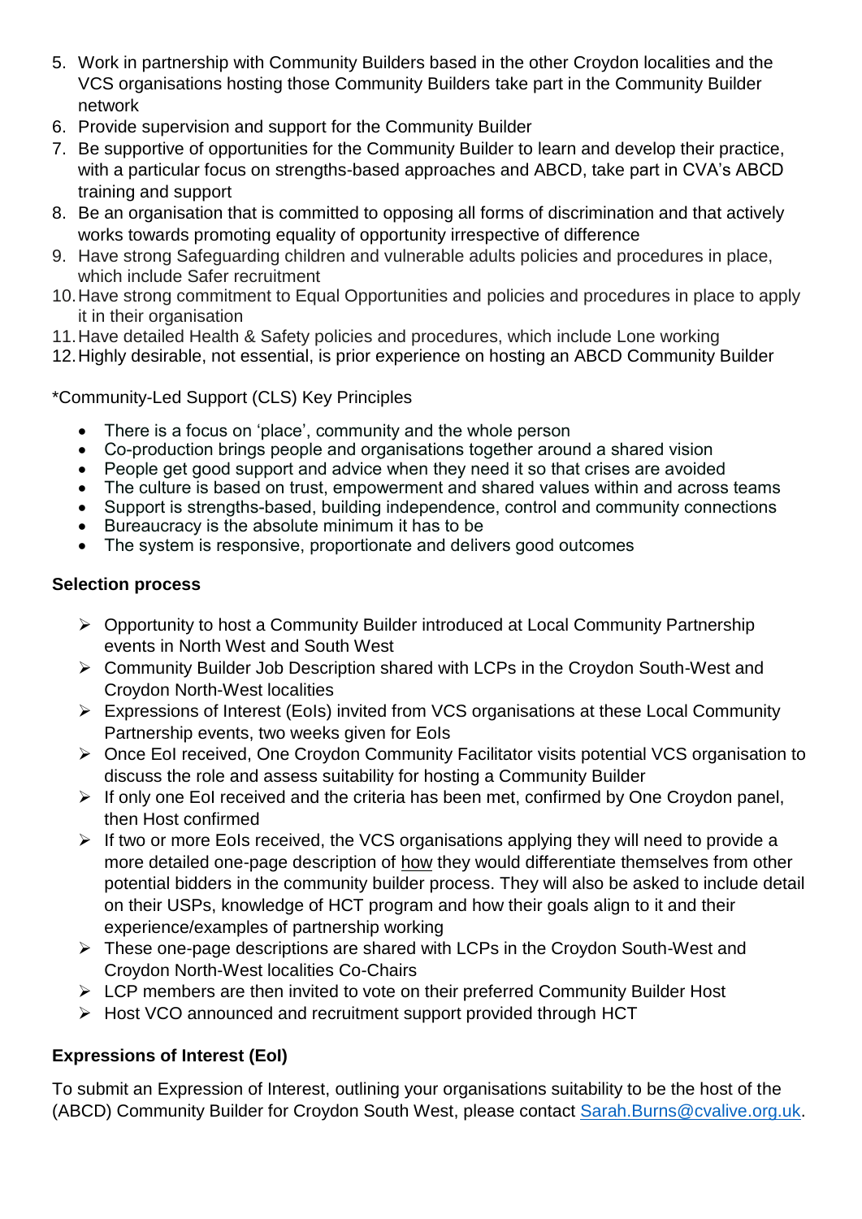5. Work in partnership with Community Builders based in the other Croydon localities and the VCS organisations hosting those Community Builders take part in the Community Builder network
6. Provide supervision and support for the Community Builder
7. Be supportive of opportunities for the Community Builder to learn and develop their practice, with a particular focus on strengths-based approaches and ABCD, take part in CVA's ABCD training and support
8. Be an organisation that is committed to opposing all forms of discrimination and that actively works towards promoting equality of opportunity irrespective of difference
9. Have strong Safeguarding children and vulnerable adults policies and procedures in place, which include Safer recruitment
10. Have strong commitment to Equal Opportunities and policies and procedures in place to apply it in their organisation
11. Have detailed Health & Safety policies and procedures, which include Lone working
12. Highly desirable, not essential, is prior experience on hosting an ABCD Community Builder

*Community-Led Support (CLS) Key Principles

- There is a focus on 'place', community and the whole person
- Co-production brings people and organisations together around a shared vision
- People get good support and advice when they need it so that crises are avoided
- The culture is based on trust, empowerment and shared values within and across teams
- Support is strengths-based, building independence, control and community connections
- Bureaucracy is the absolute minimum it has to be
- The system is responsive, proportionate and delivers good outcomes

## Selection process

- Opportunity to host a Community Builder introduced at Local Community Partnership events in North West and South West
- Community Builder Job Description shared with LCPs in the Croydon South-West and Croydon North-West localities
- Expressions of Interest (EoIs) invited from VCS organisations at these Local Community Partnership events, two weeks given for EoIs
- Once EoI received, One Croydon Community Facilitator visits potential VCS organisation to discuss the role and assess suitability for hosting a Community Builder
- If only one EoI received and the criteria has been met, confirmed by One Croydon panel, then Host confirmed
- If two or more EoIs received, the VCS organisations applying they will need to provide a more detailed one-page description of <u>how</u> they would differentiate themselves from other potential bidders in the community builder process. They will also be asked to include detail on their USPs, knowledge of HCT program and how their goals align to it and their experience/examples of partnership working
- These one-page descriptions are shared with LCPs in the Croydon South-West and Croydon North-West localities Co-Chairs
- LCP members are then invited to vote on their preferred Community Builder Host
- Host VCO announced and recruitment support provided through HCT

## Expressions of Interest (EoI)

To submit an Expression of Interest, outlining your organisations suitability to be the host of the (ABCD) Community Builder for Croydon South West, please contact Sarah.Burns@cvalive.org.uk.